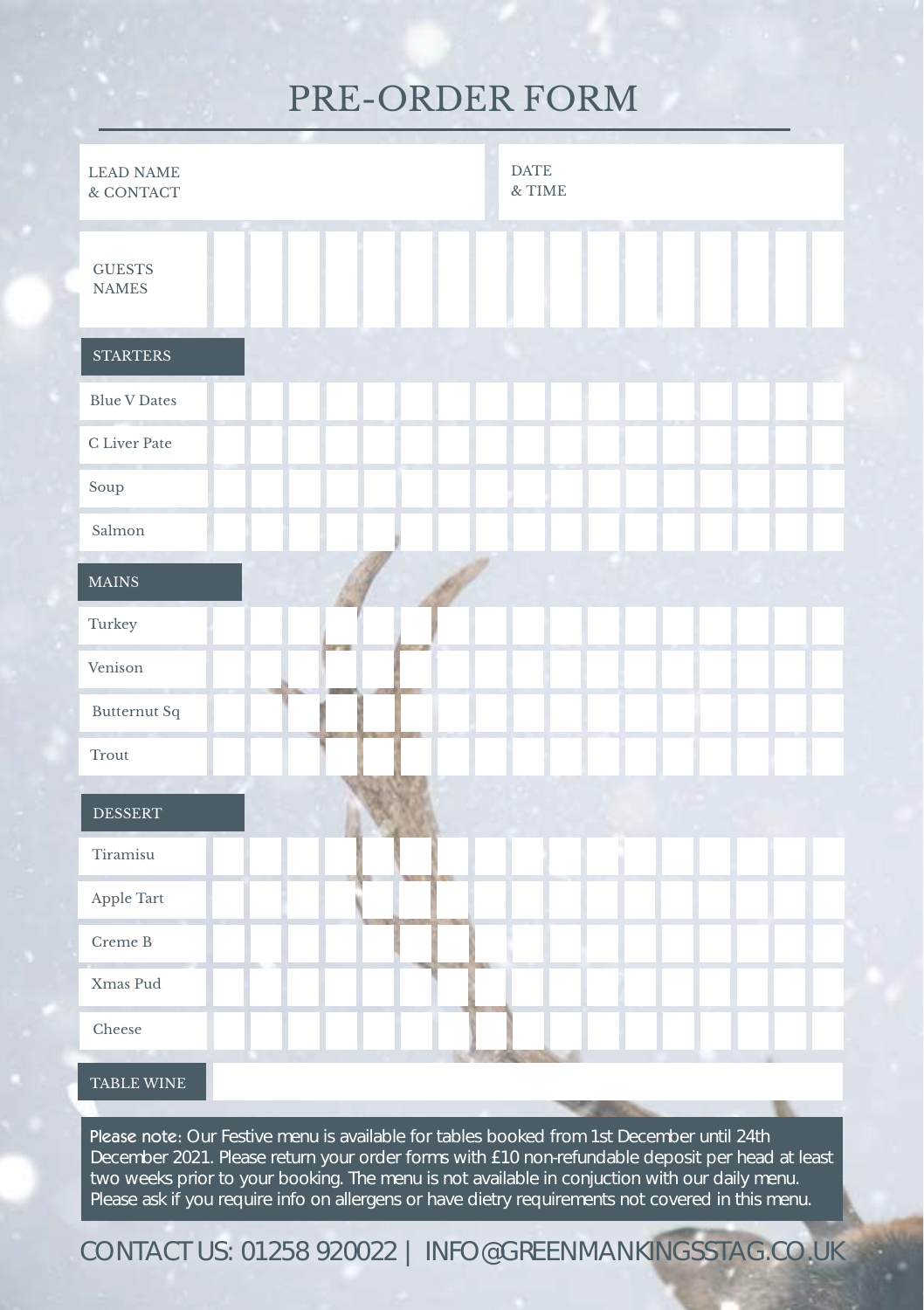# PRE-ORDER FORM

| LEAD NAME & CONTACT | | DATE & TIME | |
|---|---|---|---|

| GUESTS NAMES | | | | | | | | | | | | | | | | | |
|---|---|---|---|---|---|---|---|---|---|---|---|---|---|---|---|---|---|
| **STARTERS** | | | | | | | | | | | | | | | | | |
| Blue V Dates | | | | | | | | | | | | | | | | | |
| C Liver Pate | | | | | | | | | | | | | | | | | |
| Soup | | | | | | | | | | | | | | | | | |
| Salmon | | | | | | | | | | | | | | | | | |
| **MAINS** | | | | | | | | | | | | | | | | | |
| Turkey | | | | | | | | | | | | | | | | | |
| Venison | | | | | | | | | | | | | | | | | |
| Butternut Sq | | | | | | | | | | | | | | | | | |
| Trout | | | | | | | | | | | | | | | | | |
| **DESSERT** | | | | | | | | | | | | | | | | | |
| Tiramisu | | | | | | | | | | | | | | | | | |
| Apple Tart | | | | | | | | | | | | | | | | | |
| Creme B | | | | | | | | | | | | | | | | | |
| Xmas Pud | | | | | | | | | | | | | | | | | |
| Cheese | | | | | | | | | | | | | | | | | |
| **TABLE WINE** | | | | | | | | | | | | | | | | | |

Please note: Our Festive menu is available for tables booked from 1st December until 24th December 2021. Please return your order forms with £10 non-refundable deposit per head at least two weeks prior to your booking. The menu is not available in conjuction with our daily menu. Please ask if you require info on allergens or have dietry requirements not covered in this menu.

CONTACT US: 01258 920022 | INFO@GREENMANKINGSSTAG.CO.UK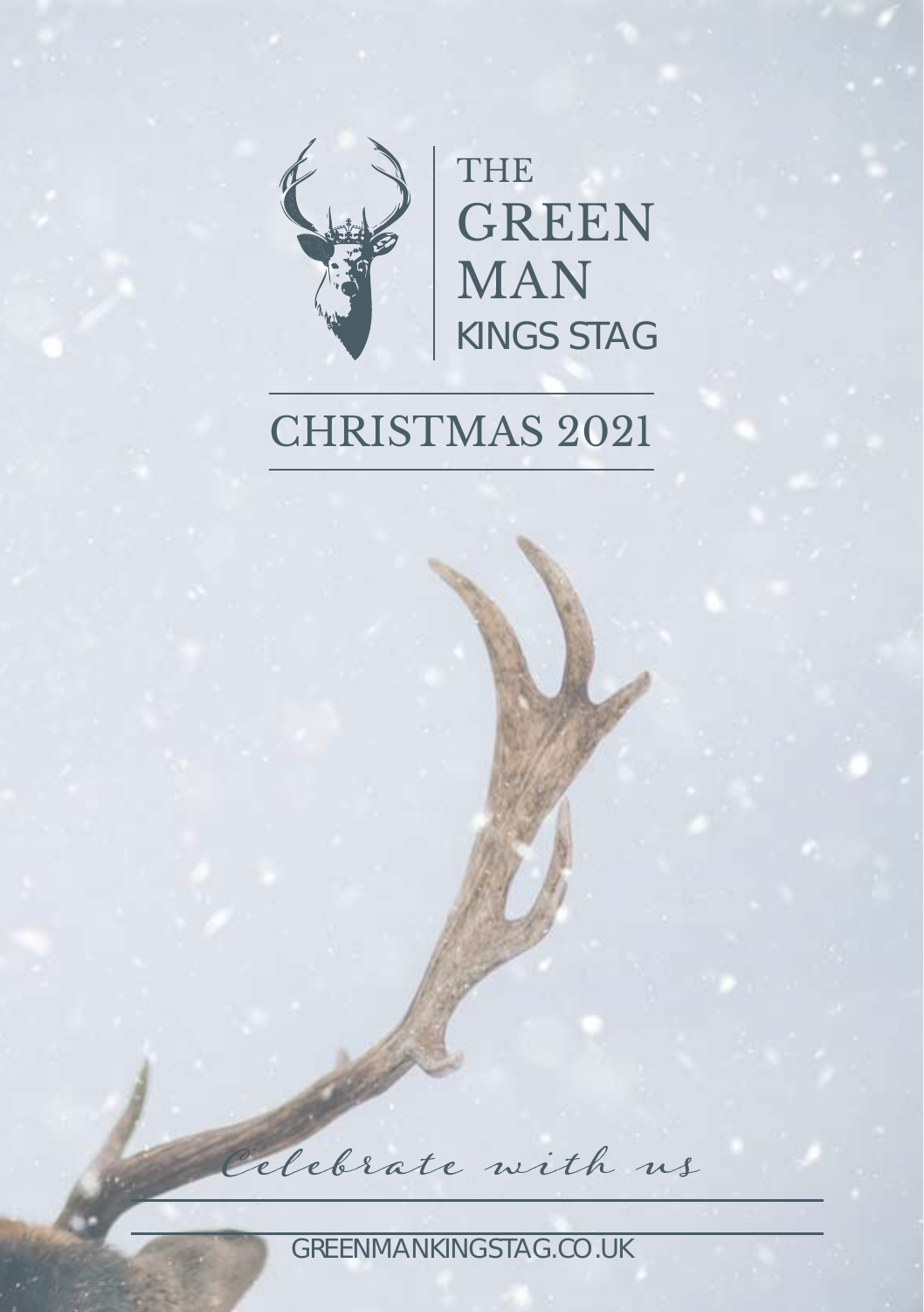# THE GREEN MAN KINGS STAG

## CHRISTMAS 2021

*Celebrate with us*

GREENMANKINGSTAG.CO.UK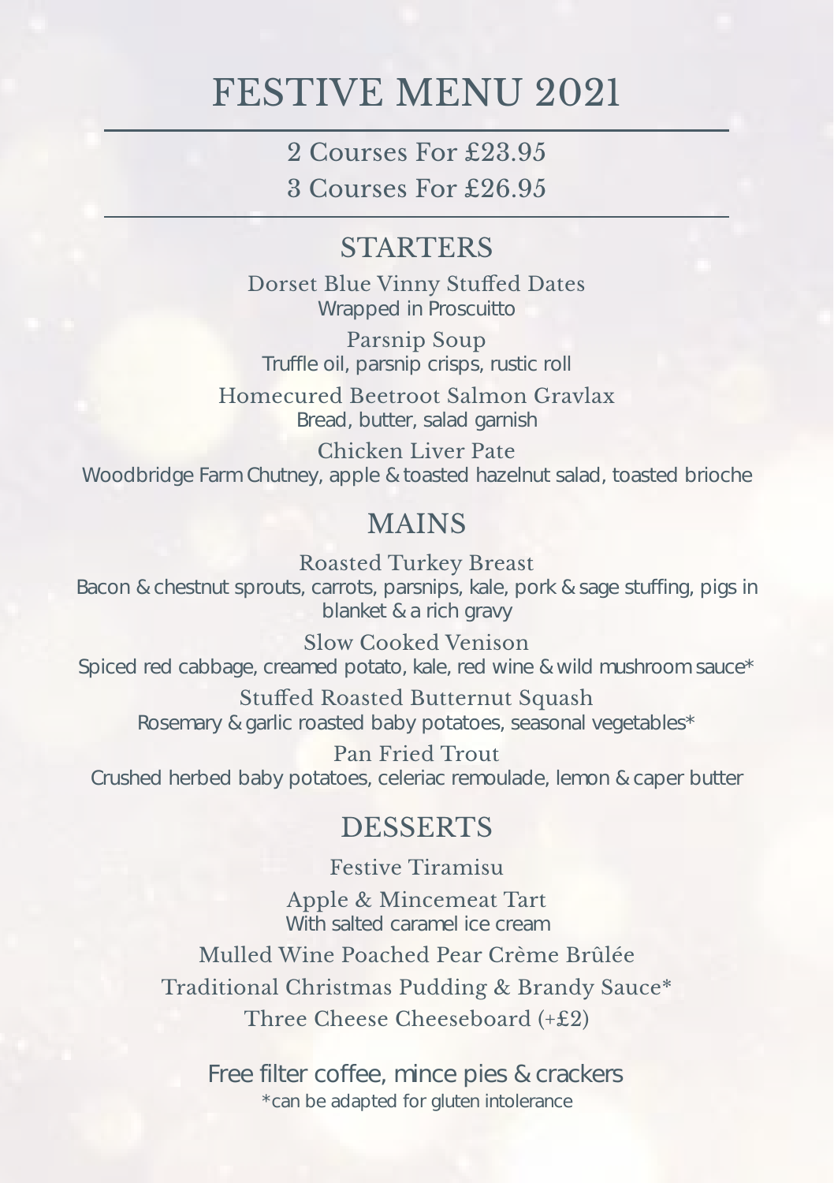# FESTIVE MENU 2021

2 Courses For £23.95

3 Courses For £26.95

## STARTERS

**Dorset Blue Vinny Stuffed Dates**
Wrapped in Proscuitto

**Parsnip Soup**
Truffle oil, parsnip crisps, rustic roll

**Homecured Beetroot Salmon Gravlax**
Bread, butter, salad garnish

**Chicken Liver Pate**
Woodbridge Farm Chutney, apple & toasted hazelnut salad, toasted brioche

## MAINS

**Roasted Turkey Breast**
Bacon & chestnut sprouts, carrots, parsnips, kale, pork & sage stuffing, pigs in blanket & a rich gravy

**Slow Cooked Venison**
Spiced red cabbage, creamed potato, kale, red wine & wild mushroom sauce*

**Stuffed Roasted Butternut Squash**
Rosemary & garlic roasted baby potatoes, seasonal vegetables*

**Pan Fried Trout**
Crushed herbed baby potatoes, celeriac remoulade, lemon & caper butter

## DESSERTS

**Festive Tiramisu**

**Apple & Mincemeat Tart**
With salted caramel ice cream

**Mulled Wine Poached Pear Crème Brûlée**

**Traditional Christmas Pudding & Brandy Sauce***

**Three Cheese Cheeseboard (+£2)**

Free filter coffee, mince pies & crackers

*can be adapted for gluten intolerance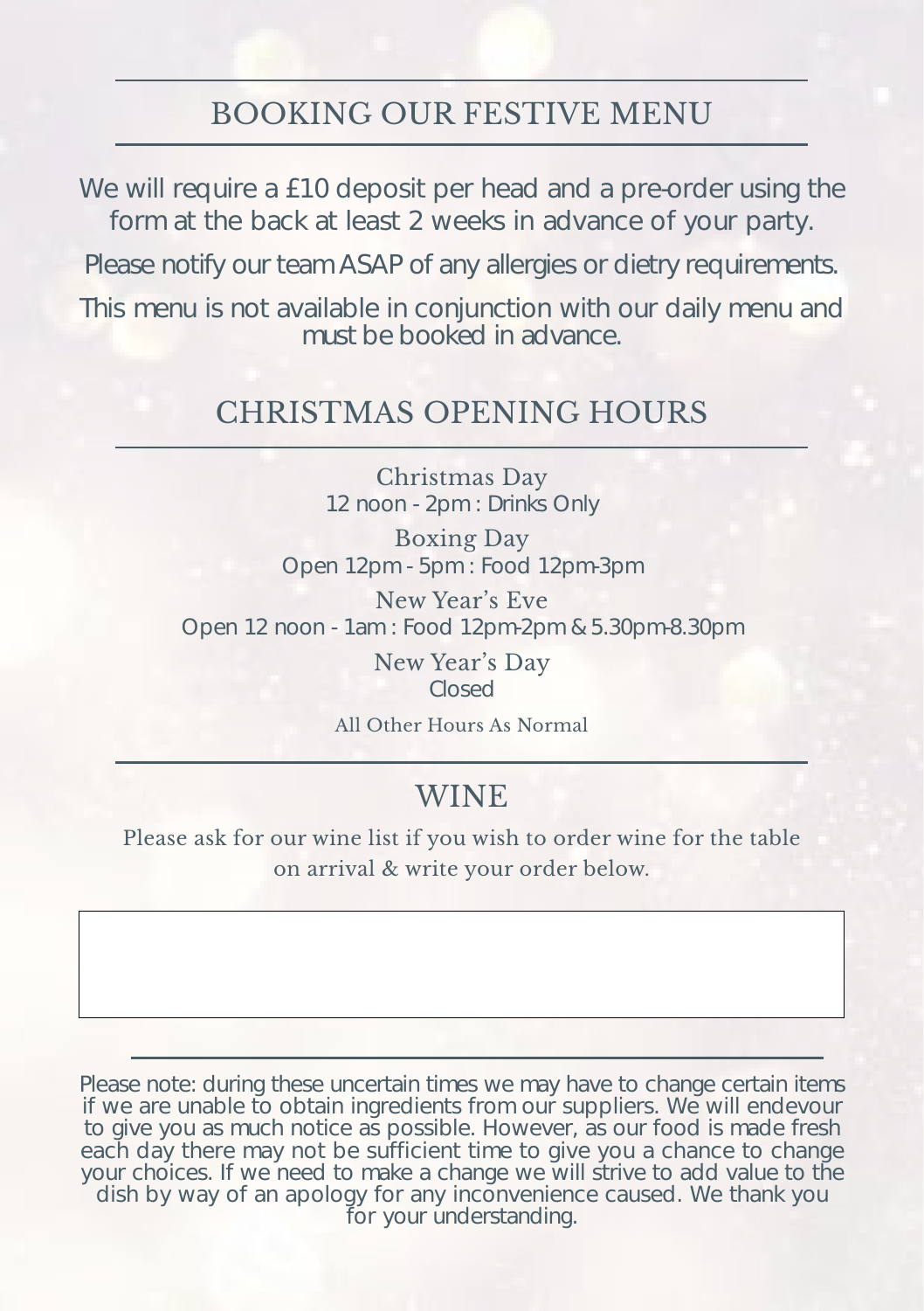## BOOKING OUR FESTIVE MENU

We will require a £10 deposit per head and a pre-order using the form at the back at least 2 weeks in advance of your party.

Please notify our team ASAP of any allergies or dietry requirements.

This menu is not available in conjunction with our daily menu and must be booked in advance.

## CHRISTMAS OPENING HOURS

Christmas Day
12 noon - 2pm : Drinks Only

Boxing Day
Open 12pm - 5pm : Food 12pm-3pm

New Year's Eve
Open 12 noon - 1am : Food 12pm-2pm & 5.30pm-8.30pm

New Year's Day
Closed

All Other Hours As Normal

## WINE

Please ask for our wine list if you wish to order wine for the table on arrival & write your order below.

Please note: during these uncertain times we may have to change certain items if we are unable to obtain ingredients from our suppliers. We will endevour to give you as much notice as possible. However, as our food is made fresh each day there may not be sufficient time to give you a chance to change your choices. If we need to make a change we will strive to add value to the dish by way of an apology for any inconvenience caused. We thank you for your understanding.